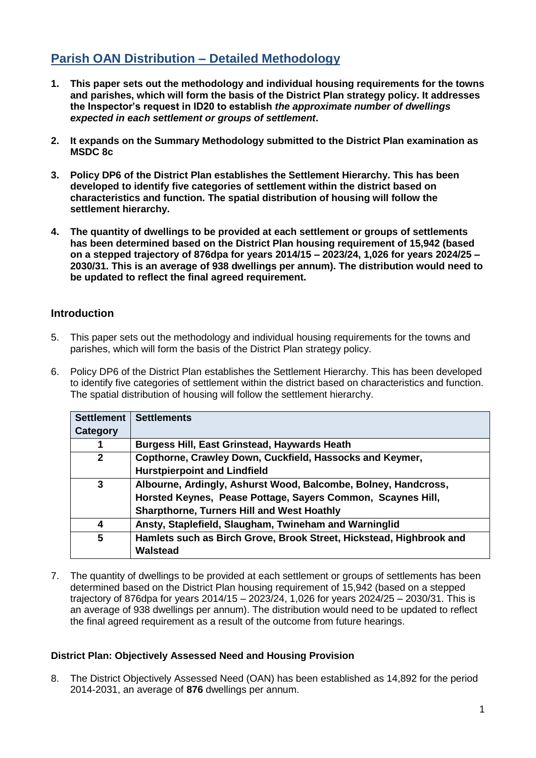# Parish OAN Distribution – Detailed Methodology

1. **This paper sets out the methodology and individual housing requirements for the towns and parishes, which will form the basis of the District Plan strategy policy. It addresses the Inspector's request in ID20 to establish *the approximate number of dwellings expected in each settlement or groups of settlement*.**

2. **It expands on the Summary Methodology submitted to the District Plan examination as MSDC 8c**

3. **Policy DP6 of the District Plan establishes the Settlement Hierarchy. This has been developed to identify five categories of settlement within the district based on characteristics and function. The spatial distribution of housing will follow the settlement hierarchy.**

4. **The quantity of dwellings to be provided at each settlement or groups of settlements has been determined based on the District Plan housing requirement of 15,942 (based on a stepped trajectory of 876dpa for years 2014/15 – 2023/24, 1,026 for years 2024/25 – 2030/31. This is an average of 938 dwellings per annum). The distribution would need to be updated to reflect the final agreed requirement.**

## Introduction

5. This paper sets out the methodology and individual housing requirements for the towns and parishes, which will form the basis of the District Plan strategy policy.

6. Policy DP6 of the District Plan establishes the Settlement Hierarchy. This has been developed to identify five categories of settlement within the district based on characteristics and function. The spatial distribution of housing will follow the settlement hierarchy.

| Settlement Category | Settlements |
|---|---|
| 1 | Burgess Hill, East Grinstead, Haywards Heath |
| 2 | Copthorne, Crawley Down, Cuckfield, Hassocks and Keymer, Hurstpierpoint and Lindfield |
| 3 | Albourne, Ardingly, Ashurst Wood, Balcombe, Bolney, Handcross, Horsted Keynes, Pease Pottage, Sayers Common, Scaynes Hill, Sharpthorne, Turners Hill and West Hoathly |
| 4 | Ansty, Staplefield, Slaugham, Twineham and Warninglid |
| 5 | Hamlets such as Birch Grove, Brook Street, Hickstead, Highbrook and Walstead |

7. The quantity of dwellings to be provided at each settlement or groups of settlements has been determined based on the District Plan housing requirement of 15,942 (based on a stepped trajectory of 876dpa for years 2014/15 – 2023/24, 1,026 for years 2024/25 – 2030/31. This is an average of 938 dwellings per annum). The distribution would need to be updated to reflect the final agreed requirement as a result of the outcome from future hearings.

### District Plan: Objectively Assessed Need and Housing Provision

8. The District Objectively Assessed Need (OAN) has been established as 14,892 for the period 2014-2031, an average of **876** dwellings per annum.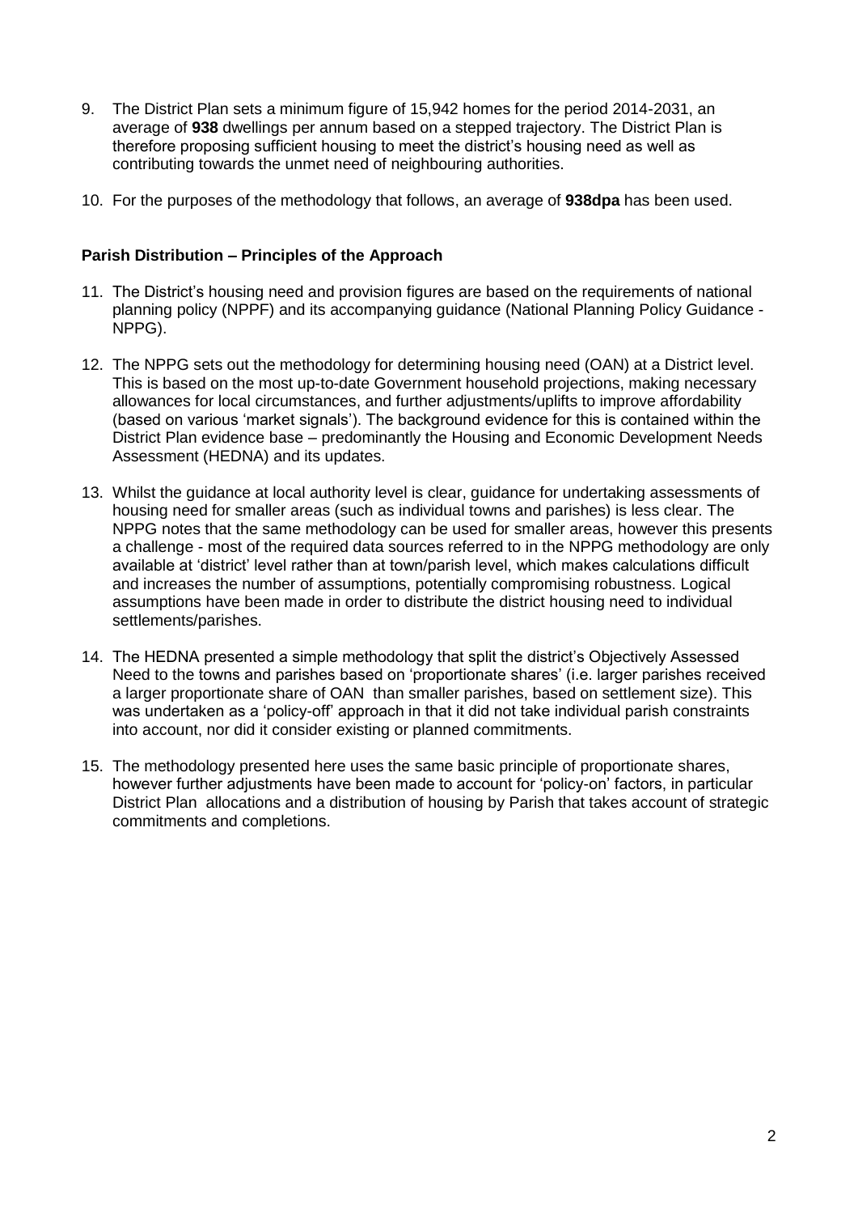9. The District Plan sets a minimum figure of 15,942 homes for the period 2014-2031, an average of **938** dwellings per annum based on a stepped trajectory. The District Plan is therefore proposing sufficient housing to meet the district's housing need as well as contributing towards the unmet need of neighbouring authorities.

10. For the purposes of the methodology that follows, an average of **938dpa** has been used.

**Parish Distribution – Principles of the Approach**

11. The District's housing need and provision figures are based on the requirements of national planning policy (NPPF) and its accompanying guidance (National Planning Policy Guidance - NPPG).

12. The NPPG sets out the methodology for determining housing need (OAN) at a District level. This is based on the most up-to-date Government household projections, making necessary allowances for local circumstances, and further adjustments/uplifts to improve affordability (based on various 'market signals'). The background evidence for this is contained within the District Plan evidence base – predominantly the Housing and Economic Development Needs Assessment (HEDNA) and its updates.

13. Whilst the guidance at local authority level is clear, guidance for undertaking assessments of housing need for smaller areas (such as individual towns and parishes) is less clear. The NPPG notes that the same methodology can be used for smaller areas, however this presents a challenge - most of the required data sources referred to in the NPPG methodology are only available at 'district' level rather than at town/parish level, which makes calculations difficult and increases the number of assumptions, potentially compromising robustness. Logical assumptions have been made in order to distribute the district housing need to individual settlements/parishes.

14. The HEDNA presented a simple methodology that split the district's Objectively Assessed Need to the towns and parishes based on 'proportionate shares' (i.e. larger parishes received a larger proportionate share of OAN than smaller parishes, based on settlement size). This was undertaken as a 'policy-off' approach in that it did not take individual parish constraints into account, nor did it consider existing or planned commitments.

15. The methodology presented here uses the same basic principle of proportionate shares, however further adjustments have been made to account for 'policy-on' factors, in particular District Plan allocations and a distribution of housing by Parish that takes account of strategic commitments and completions.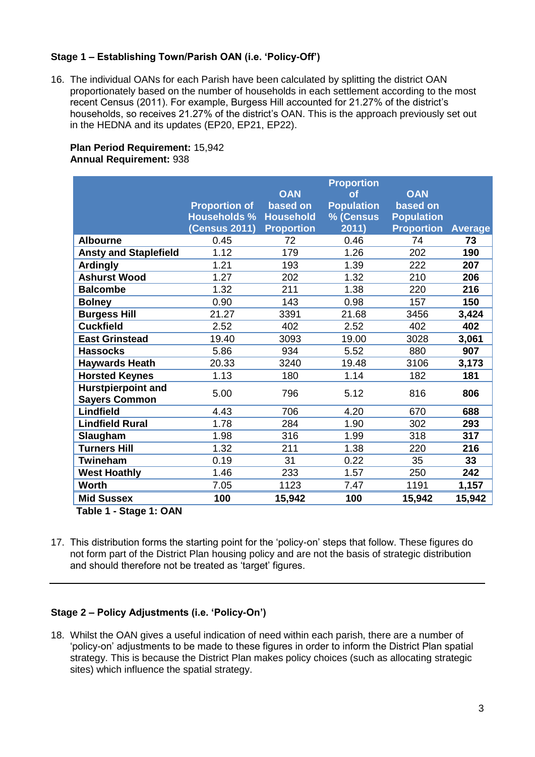### Stage 1 – Establishing Town/Parish OAN (i.e. 'Policy-Off')

16. The individual OANs for each Parish have been calculated by splitting the district OAN proportionately based on the number of households in each settlement according to the most recent Census (2011). For example, Burgess Hill accounted for 21.27% of the district's households, so receives 21.27% of the district's OAN. This is the approach previously set out in the HEDNA and its updates (EP20, EP21, EP22).

**Plan Period Requirement:** 15,942
**Annual Requirement:** 938

| | Proportion of Households % (Census 2011) | OAN based on Household Proportion | Proportion of Population % (Census 2011) | OAN based on Population Proportion | Average |
|---|---|---|---|---|---|
| **Albourne** | 0.45 | 72 | 0.46 | 74 | **73** |
| **Ansty and Staplefield** | 1.12 | 179 | 1.26 | 202 | **190** |
| **Ardingly** | 1.21 | 193 | 1.39 | 222 | **207** |
| **Ashurst Wood** | 1.27 | 202 | 1.32 | 210 | **206** |
| **Balcombe** | 1.32 | 211 | 1.38 | 220 | **216** |
| **Bolney** | 0.90 | 143 | 0.98 | 157 | **150** |
| **Burgess Hill** | 21.27 | 3391 | 21.68 | 3456 | **3,424** |
| **Cuckfield** | 2.52 | 402 | 2.52 | 402 | **402** |
| **East Grinstead** | 19.40 | 3093 | 19.00 | 3028 | **3,061** |
| **Hassocks** | 5.86 | 934 | 5.52 | 880 | **907** |
| **Haywards Heath** | 20.33 | 3240 | 19.48 | 3106 | **3,173** |
| **Horsted Keynes** | 1.13 | 180 | 1.14 | 182 | **181** |
| **Hurstpierpoint and Sayers Common** | 5.00 | 796 | 5.12 | 816 | **806** |
| **Lindfield** | 4.43 | 706 | 4.20 | 670 | **688** |
| **Lindfield Rural** | 1.78 | 284 | 1.90 | 302 | **293** |
| **Slaugham** | 1.98 | 316 | 1.99 | 318 | **317** |
| **Turners Hill** | 1.32 | 211 | 1.38 | 220 | **216** |
| **Twineham** | 0.19 | 31 | 0.22 | 35 | **33** |
| **West Hoathly** | 1.46 | 233 | 1.57 | 250 | **242** |
| **Worth** | 7.05 | 1123 | 7.47 | 1191 | **1,157** |
| **Mid Sussex** | **100** | **15,942** | **100** | **15,942** | **15,942** |

**Table 1 - Stage 1: OAN**

17. This distribution forms the starting point for the 'policy-on' steps that follow. These figures do not form part of the District Plan housing policy and are not the basis of strategic distribution and should therefore not be treated as 'target' figures.

---

### Stage 2 – Policy Adjustments (i.e. 'Policy-On')

18. Whilst the OAN gives a useful indication of need within each parish, there are a number of 'policy-on' adjustments to be made to these figures in order to inform the District Plan spatial strategy. This is because the District Plan makes policy choices (such as allocating strategic sites) which influence the spatial strategy.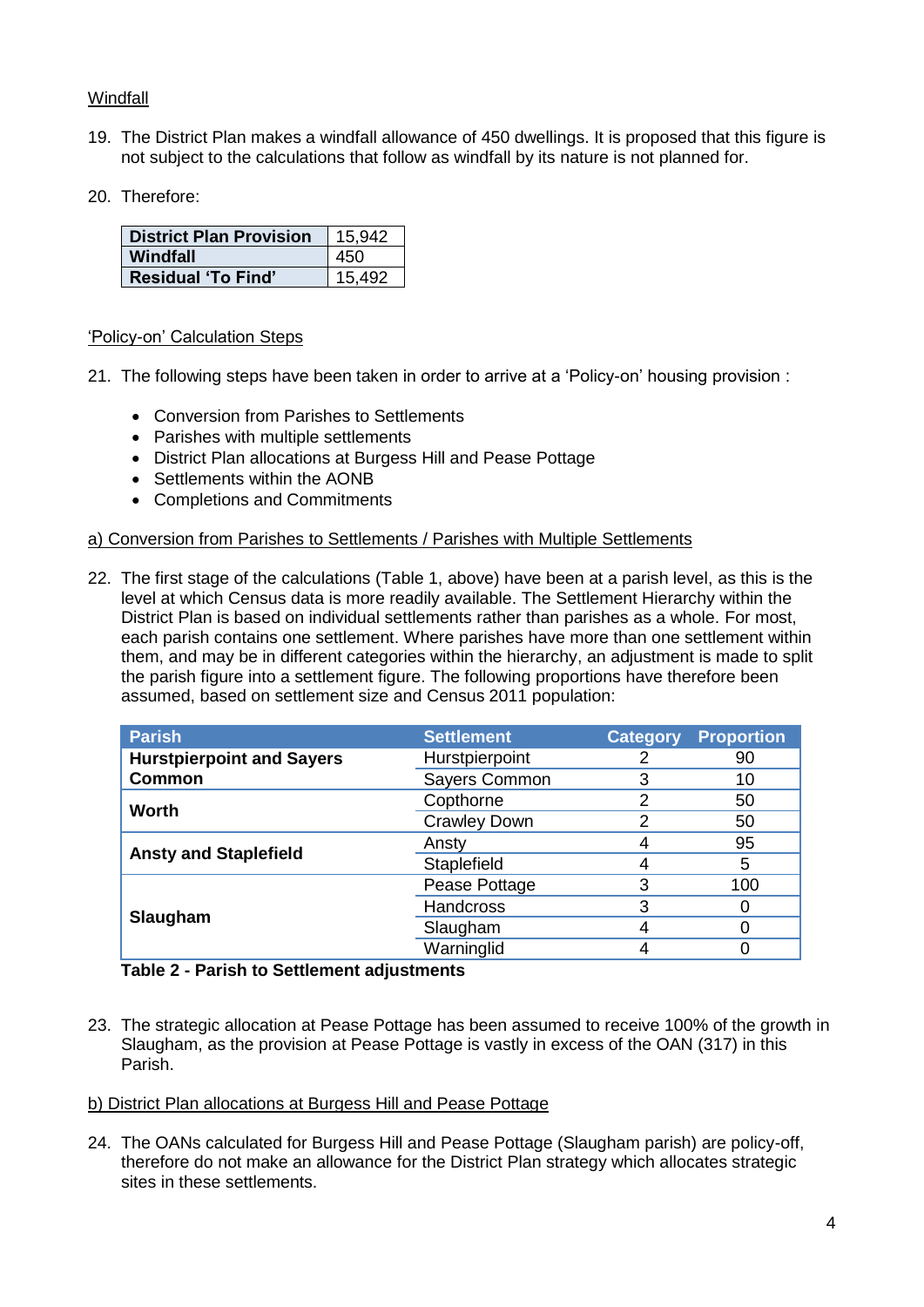Windfall

19. The District Plan makes a windfall allowance of 450 dwellings. It is proposed that this figure is not subject to the calculations that follow as windfall by its nature is not planned for.

20. Therefore:

| **District Plan Provision** | 15,942 |
|---|---|
| **Windfall** | 450 |
| **Residual 'To Find'** | 15,492 |

'Policy-on' Calculation Steps

21. The following steps have been taken in order to arrive at a 'Policy-on' housing provision :

- Conversion from Parishes to Settlements
- Parishes with multiple settlements
- District Plan allocations at Burgess Hill and Pease Pottage
- Settlements within the AONB
- Completions and Commitments

a) Conversion from Parishes to Settlements / Parishes with Multiple Settlements

22. The first stage of the calculations (Table 1, above) have been at a parish level, as this is the level at which Census data is more readily available. The Settlement Hierarchy within the District Plan is based on individual settlements rather than parishes as a whole. For most, each parish contains one settlement. Where parishes have more than one settlement within them, and may be in different categories within the hierarchy, an adjustment is made to split the parish figure into a settlement figure. The following proportions have therefore been assumed, based on settlement size and Census 2011 population:

| Parish | Settlement | Category | Proportion |
|---|---|---|---|
| **Hurstpierpoint and Sayers Common** | Hurstpierpoint | 2 | 90 |
| | Sayers Common | 3 | 10 |
| **Worth** | Copthorne | 2 | 50 |
| | Crawley Down | 2 | 50 |
| **Ansty and Staplefield** | Ansty | 4 | 95 |
| | Staplefield | 4 | 5 |
| **Slaugham** | Pease Pottage | 3 | 100 |
| | Handcross | 3 | 0 |
| | Slaugham | 4 | 0 |
| | Warninglid | 4 | 0 |

**Table 2 - Parish to Settlement adjustments**

23. The strategic allocation at Pease Pottage has been assumed to receive 100% of the growth in Slaugham, as the provision at Pease Pottage is vastly in excess of the OAN (317) in this Parish.

b) District Plan allocations at Burgess Hill and Pease Pottage

24. The OANs calculated for Burgess Hill and Pease Pottage (Slaugham parish) are policy-off, therefore do not make an allowance for the District Plan strategy which allocates strategic sites in these settlements.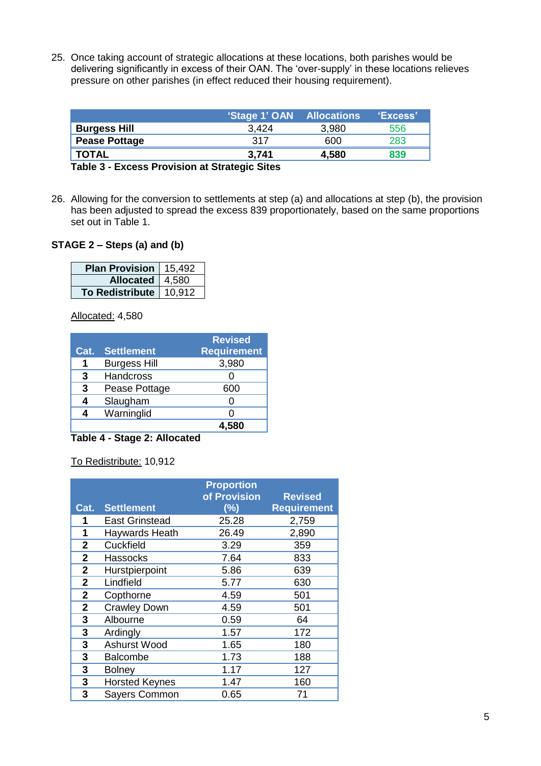25. Once taking account of strategic allocations at these locations, both parishes would be delivering significantly in excess of their OAN. The 'over-supply' in these locations relieves pressure on other parishes (in effect reduced their housing requirement).

| | 'Stage 1' OAN | Allocations | 'Excess' |
|---|---|---|---|
| **Burgess Hill** | 3,424 | 3,980 | 556 |
| **Pease Pottage** | 317 | 600 | 283 |
| **TOTAL** | **3,741** | **4,580** | **839** |

**Table 3 - Excess Provision at Strategic Sites**

26. Allowing for the conversion to settlements at step (a) and allocations at step (b), the provision has been adjusted to spread the excess 839 proportionately, based on the same proportions set out in Table 1.

**STAGE 2 – Steps (a) and (b)**

| | |
|---|---|
| **Plan Provision** | 15,492 |
| **Allocated** | 4,580 |
| **To Redistribute** | 10,912 |

Allocated: 4,580

| Cat. | Settlement | Revised Requirement |
|---|---|---|
| **1** | Burgess Hill | 3,980 |
| **3** | Handcross | 0 |
| **3** | Pease Pottage | 600 |
| **4** | Slaugham | 0 |
| **4** | Warninglid | 0 |
| | | **4,580** |

**Table 4 - Stage 2: Allocated**

To Redistribute: 10,912

| Cat. | Settlement | Proportion of Provision (%) | Revised Requirement |
|---|---|---|---|
| **1** | East Grinstead | 25.28 | 2,759 |
| **1** | Haywards Heath | 26.49 | 2,890 |
| **2** | Cuckfield | 3.29 | 359 |
| **2** | Hassocks | 7.64 | 833 |
| **2** | Hurstpierpoint | 5.86 | 639 |
| **2** | Lindfield | 5.77 | 630 |
| **2** | Copthorne | 4.59 | 501 |
| **2** | Crawley Down | 4.59 | 501 |
| **3** | Albourne | 0.59 | 64 |
| **3** | Ardingly | 1.57 | 172 |
| **3** | Ashurst Wood | 1.65 | 180 |
| **3** | Balcombe | 1.73 | 188 |
| **3** | Bolney | 1.17 | 127 |
| **3** | Horsted Keynes | 1.47 | 160 |
| **3** | Sayers Common | 0.65 | 71 |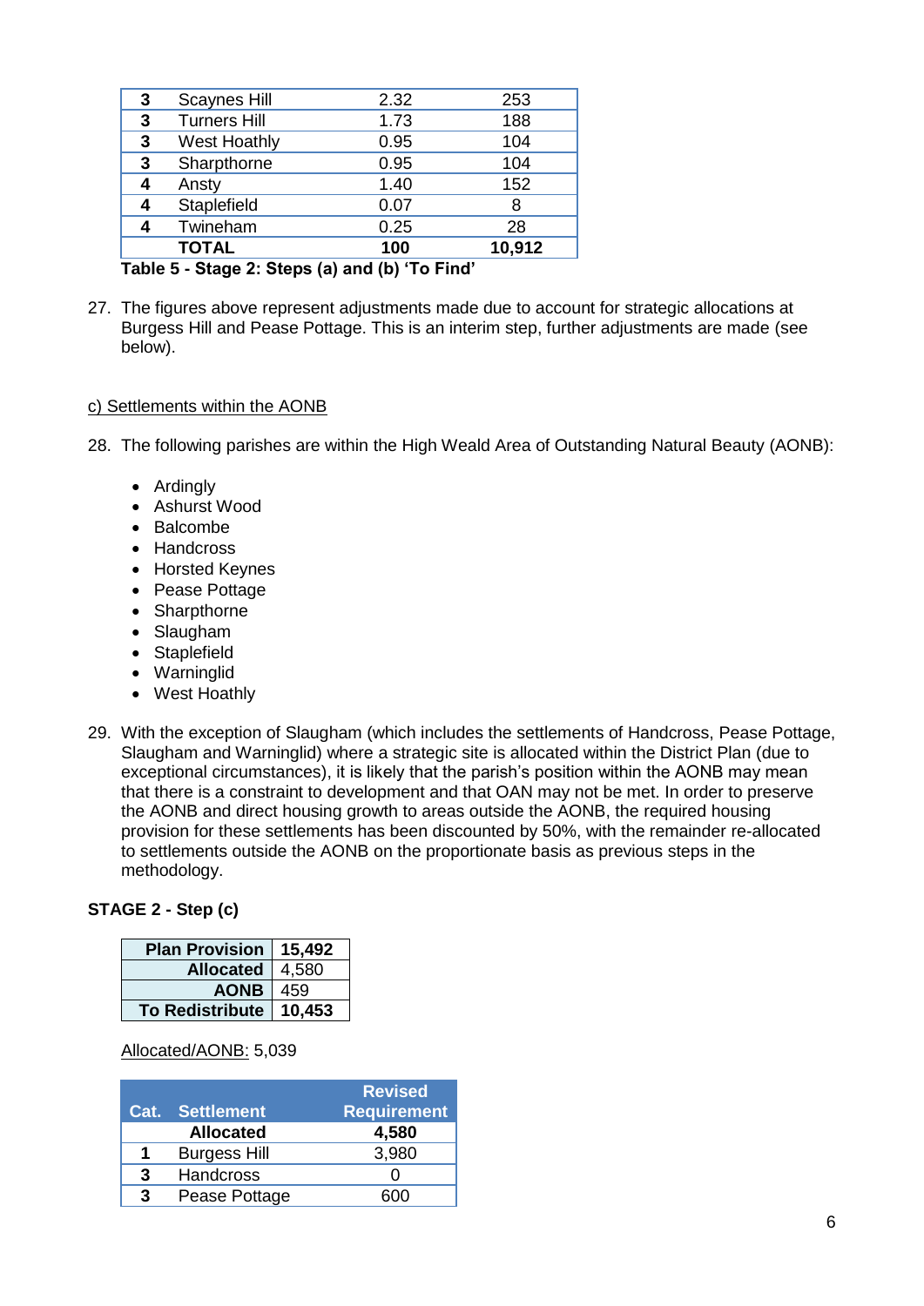| 3 | Scaynes Hill | 2.32 | 253 |
|---|---|---|---|
| 3 | Turners Hill | 1.73 | 188 |
| 3 | West Hoathly | 0.95 | 104 |
| 3 | Sharpthorne | 0.95 | 104 |
| 4 | Ansty | 1.40 | 152 |
| 4 | Staplefield | 0.07 | 8 |
| 4 | Twineham | 0.25 | 28 |
| | **TOTAL** | **100** | **10,912** |

**Table 5 - Stage 2: Steps (a) and (b) 'To Find'**

27. The figures above represent adjustments made due to account for strategic allocations at Burgess Hill and Pease Pottage. This is an interim step, further adjustments are made (see below).

c) Settlements within the AONB

28. The following parishes are within the High Weald Area of Outstanding Natural Beauty (AONB):

- Ardingly
- Ashurst Wood
- Balcombe
- Handcross
- Horsted Keynes
- Pease Pottage
- Sharpthorne
- Slaugham
- Staplefield
- Warninglid
- West Hoathly

29. With the exception of Slaugham (which includes the settlements of Handcross, Pease Pottage, Slaugham and Warninglid) where a strategic site is allocated within the District Plan (due to exceptional circumstances), it is likely that the parish's position within the AONB may mean that there is a constraint to development and that OAN may not be met. In order to preserve the AONB and direct housing growth to areas outside the AONB, the required housing provision for these settlements has been discounted by 50%, with the remainder re-allocated to settlements outside the AONB on the proportionate basis as previous steps in the methodology.

**STAGE 2 - Step (c)**

| **Plan Provision** | **15,492** |
|---|---|
| **Allocated** | 4,580 |
| **AONB** | 459 |
| **To Redistribute** | **10,453** |

Allocated/AONB: 5,039

| Cat. | Settlement | Revised Requirement |
|---|---|---|
| | **Allocated** | **4,580** |
| 1 | Burgess Hill | 3,980 |
| 3 | Handcross | 0 |
| 3 | Pease Pottage | 600 |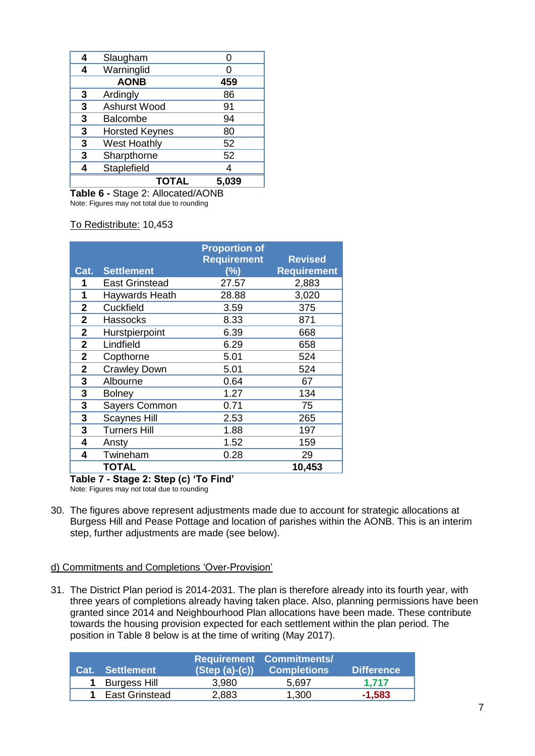| | | |
|---|---|---|
| **4** | Slaugham | 0 |
| **4** | Warninglid | 0 |
| | **AONB** | **459** |
| **3** | Ardingly | 86 |
| **3** | Ashurst Wood | 91 |
| **3** | Balcombe | 94 |
| **3** | Horsted Keynes | 80 |
| **3** | West Hoathly | 52 |
| **3** | Sharpthorne | 52 |
| **4** | Staplefield | 4 |
| | **TOTAL** | **5,039** |

**Table 6 -** Stage 2: Allocated/AONB
Note: Figures may not total due to rounding

To Redistribute: 10,453

| Cat. | Settlement | Proportion of Requirement (%) | Revised Requirement |
|---|---|---|---|
| **1** | East Grinstead | 27.57 | 2,883 |
| **1** | Haywards Heath | 28.88 | 3,020 |
| **2** | Cuckfield | 3.59 | 375 |
| **2** | Hassocks | 8.33 | 871 |
| **2** | Hurstpierpoint | 6.39 | 668 |
| **2** | Lindfield | 6.29 | 658 |
| **2** | Copthorne | 5.01 | 524 |
| **2** | Crawley Down | 5.01 | 524 |
| **3** | Albourne | 0.64 | 67 |
| **3** | Bolney | 1.27 | 134 |
| **3** | Sayers Common | 0.71 | 75 |
| **3** | Scaynes Hill | 2.53 | 265 |
| **3** | Turners Hill | 1.88 | 197 |
| **4** | Ansty | 1.52 | 159 |
| **4** | Twineham | 0.28 | 29 |
| | **TOTAL** | | **10,453** |

**Table 7 - Stage 2: Step (c) 'To Find'**
Note: Figures may not total due to rounding

30. The figures above represent adjustments made due to account for strategic allocations at Burgess Hill and Pease Pottage and location of parishes within the AONB. This is an interim step, further adjustments are made (see below).

d) Commitments and Completions 'Over-Provision'

31. The District Plan period is 2014-2031. The plan is therefore already into its fourth year, with three years of completions already having taken place. Also, planning permissions have been granted since 2014 and Neighbourhood Plan allocations have been made. These contribute towards the housing provision expected for each settlement within the plan period. The position in Table 8 below is at the time of writing (May 2017).

| Cat. | Settlement | Requirement (Step (a)-(c)) | Commitments/ Completions | Difference |
|---|---|---|---|---|
| **1** | Burgess Hill | 3,980 | 5,697 | **1,717** |
| **1** | East Grinstead | 2,883 | 1,300 | **-1,583** |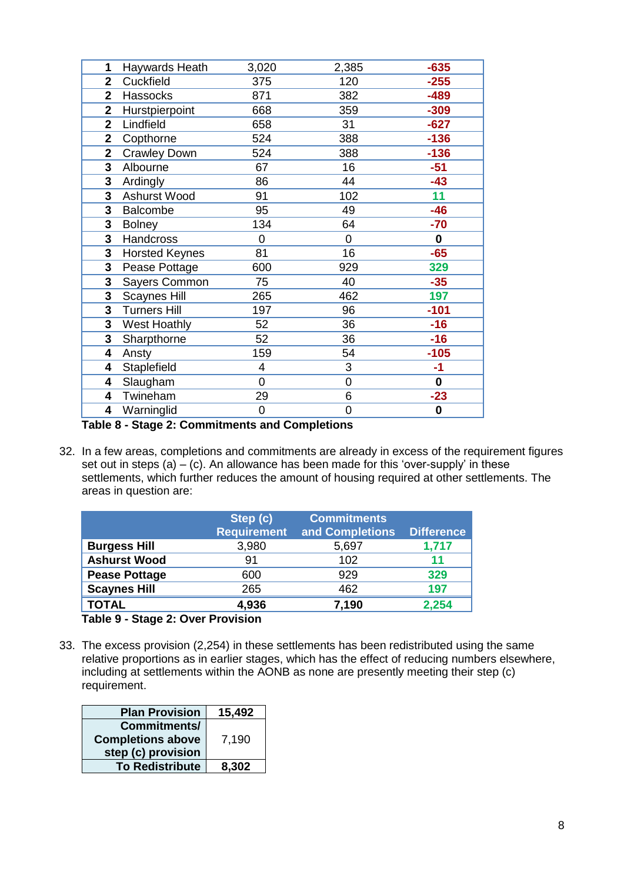| | | | | |
|---|---|---|---|---|
| 1 | Haywards Heath | 3,020 | 2,385 | **-635** |
| 2 | Cuckfield | 375 | 120 | **-255** |
| 2 | Hassocks | 871 | 382 | **-489** |
| 2 | Hurstpierpoint | 668 | 359 | **-309** |
| 2 | Lindfield | 658 | 31 | **-627** |
| 2 | Copthorne | 524 | 388 | **-136** |
| 2 | Crawley Down | 524 | 388 | **-136** |
| 3 | Albourne | 67 | 16 | **-51** |
| 3 | Ardingly | 86 | 44 | **-43** |
| 3 | Ashurst Wood | 91 | 102 | **11** |
| 3 | Balcombe | 95 | 49 | **-46** |
| 3 | Bolney | 134 | 64 | **-70** |
| 3 | Handcross | 0 | 0 | **0** |
| 3 | Horsted Keynes | 81 | 16 | **-65** |
| 3 | Pease Pottage | 600 | 929 | **329** |
| 3 | Sayers Common | 75 | 40 | **-35** |
| 3 | Scaynes Hill | 265 | 462 | **197** |
| 3 | Turners Hill | 197 | 96 | **-101** |
| 3 | West Hoathly | 52 | 36 | **-16** |
| 3 | Sharpthorne | 52 | 36 | **-16** |
| 4 | Ansty | 159 | 54 | **-105** |
| 4 | Staplefield | 4 | 3 | **-1** |
| 4 | Slaugham | 0 | 0 | **0** |
| 4 | Twineham | 29 | 6 | **-23** |
| 4 | Warninglid | 0 | 0 | **0** |

**Table 8 - Stage 2: Commitments and Completions**

32. In a few areas, completions and commitments are already in excess of the requirement figures set out in steps (a) – (c). An allowance has been made for this 'over-supply' in these settlements, which further reduces the amount of housing required at other settlements. The areas in question are:

| | Step (c) Requirement | Commitments and Completions | Difference |
|---|---|---|---|
| **Burgess Hill** | 3,980 | 5,697 | **1,717** |
| **Ashurst Wood** | 91 | 102 | **11** |
| **Pease Pottage** | 600 | 929 | **329** |
| **Scaynes Hill** | 265 | 462 | **197** |
| **TOTAL** | **4,936** | **7,190** | **2,254** |

**Table 9 - Stage 2: Over Provision**

33. The excess provision (2,254) in these settlements has been redistributed using the same relative proportions as in earlier stages, which has the effect of reducing numbers elsewhere, including at settlements within the AONB as none are presently meeting their step (c) requirement.

| | |
|---|---|
| **Plan Provision** | **15,492** |
| **Commitments/ Completions above step (c) provision** | 7,190 |
| **To Redistribute** | **8,302** |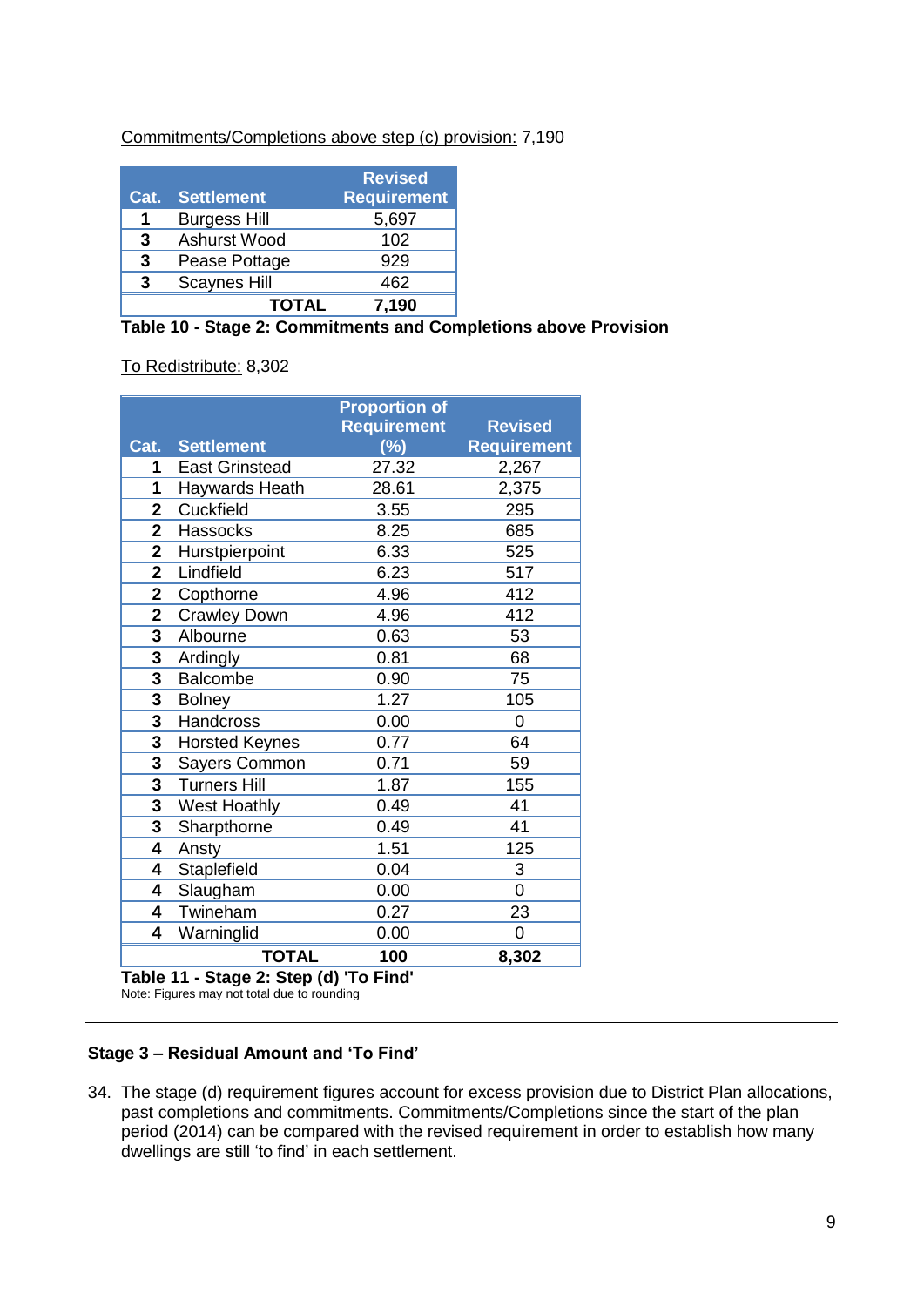Commitments/Completions above step (c) provision: 7,190

| Cat. | Settlement | Revised Requirement |
|---|---|---|
| 1 | Burgess Hill | 5,697 |
| 3 | Ashurst Wood | 102 |
| 3 | Pease Pottage | 929 |
| 3 | Scaynes Hill | 462 |
| | **TOTAL** | **7,190** |

**Table 10 - Stage 2: Commitments and Completions above Provision**

To Redistribute: 8,302

| Cat. | Settlement | Proportion of Requirement (%) | Revised Requirement |
|---|---|---|---|
| 1 | East Grinstead | 27.32 | 2,267 |
| 1 | Haywards Heath | 28.61 | 2,375 |
| 2 | Cuckfield | 3.55 | 295 |
| 2 | Hassocks | 8.25 | 685 |
| 2 | Hurstpierpoint | 6.33 | 525 |
| 2 | Lindfield | 6.23 | 517 |
| 2 | Copthorne | 4.96 | 412 |
| 2 | Crawley Down | 4.96 | 412 |
| 3 | Albourne | 0.63 | 53 |
| 3 | Ardingly | 0.81 | 68 |
| 3 | Balcombe | 0.90 | 75 |
| 3 | Bolney | 1.27 | 105 |
| 3 | Handcross | 0.00 | 0 |
| 3 | Horsted Keynes | 0.77 | 64 |
| 3 | Sayers Common | 0.71 | 59 |
| 3 | Turners Hill | 1.87 | 155 |
| 3 | West Hoathly | 0.49 | 41 |
| 3 | Sharpthorne | 0.49 | 41 |
| 4 | Ansty | 1.51 | 125 |
| 4 | Staplefield | 0.04 | 3 |
| 4 | Slaugham | 0.00 | 0 |
| 4 | Twineham | 0.27 | 23 |
| 4 | Warninglid | 0.00 | 0 |
| | **TOTAL** | **100** | **8,302** |

**Table 11 - Stage 2: Step (d) 'To Find'**

Note: Figures may not total due to rounding

---

### Stage 3 – Residual Amount and 'To Find'

34. The stage (d) requirement figures account for excess provision due to District Plan allocations, past completions and commitments. Commitments/Completions since the start of the plan period (2014) can be compared with the revised requirement in order to establish how many dwellings are still 'to find' in each settlement.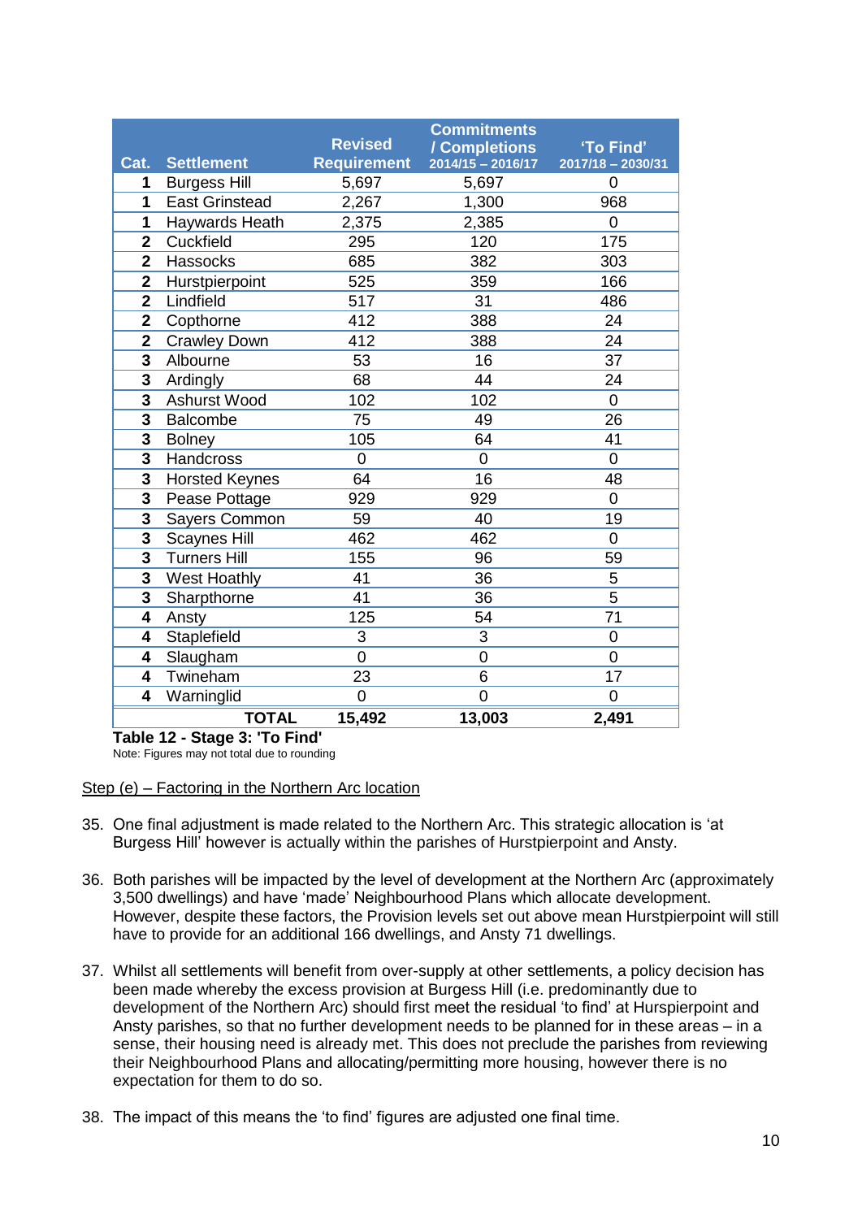| Cat. | Settlement | Revised Requirement | Commitments / Completions 2014/15 – 2016/17 | 'To Find' 2017/18 – 2030/31 |
|---|---|---|---|---|
| 1 | Burgess Hill | 5,697 | 5,697 | 0 |
| 1 | East Grinstead | 2,267 | 1,300 | 968 |
| 1 | Haywards Heath | 2,375 | 2,385 | 0 |
| 2 | Cuckfield | 295 | 120 | 175 |
| 2 | Hassocks | 685 | 382 | 303 |
| 2 | Hurstpierpoint | 525 | 359 | 166 |
| 2 | Lindfield | 517 | 31 | 486 |
| 2 | Copthorne | 412 | 388 | 24 |
| 2 | Crawley Down | 412 | 388 | 24 |
| 3 | Albourne | 53 | 16 | 37 |
| 3 | Ardingly | 68 | 44 | 24 |
| 3 | Ashurst Wood | 102 | 102 | 0 |
| 3 | Balcombe | 75 | 49 | 26 |
| 3 | Bolney | 105 | 64 | 41 |
| 3 | Handcross | 0 | 0 | 0 |
| 3 | Horsted Keynes | 64 | 16 | 48 |
| 3 | Pease Pottage | 929 | 929 | 0 |
| 3 | Sayers Common | 59 | 40 | 19 |
| 3 | Scaynes Hill | 462 | 462 | 0 |
| 3 | Turners Hill | 155 | 96 | 59 |
| 3 | West Hoathly | 41 | 36 | 5 |
| 3 | Sharpthorne | 41 | 36 | 5 |
| 4 | Ansty | 125 | 54 | 71 |
| 4 | Staplefield | 3 | 3 | 0 |
| 4 | Slaugham | 0 | 0 | 0 |
| 4 | Twineham | 23 | 6 | 17 |
| 4 | Warninglid | 0 | 0 | 0 |
| | **TOTAL** | **15,492** | **13,003** | **2,491** |

**Table 12 - Stage 3: 'To Find'**

Note: Figures may not total due to rounding

<u>Step (e) – Factoring in the Northern Arc location</u>

35. One final adjustment is made related to the Northern Arc. This strategic allocation is 'at Burgess Hill' however is actually within the parishes of Hurstpierpoint and Ansty.

36. Both parishes will be impacted by the level of development at the Northern Arc (approximately 3,500 dwellings) and have 'made' Neighbourhood Plans which allocate development. However, despite these factors, the Provision levels set out above mean Hurstpierpoint will still have to provide for an additional 166 dwellings, and Ansty 71 dwellings.

37. Whilst all settlements will benefit from over-supply at other settlements, a policy decision has been made whereby the excess provision at Burgess Hill (i.e. predominantly due to development of the Northern Arc) should first meet the residual 'to find' at Hurspierpoint and Ansty parishes, so that no further development needs to be planned for in these areas – in a sense, their housing need is already met. This does not preclude the parishes from reviewing their Neighbourhood Plans and allocating/permitting more housing, however there is no expectation for them to do so.

38. The impact of this means the 'to find' figures are adjusted one final time.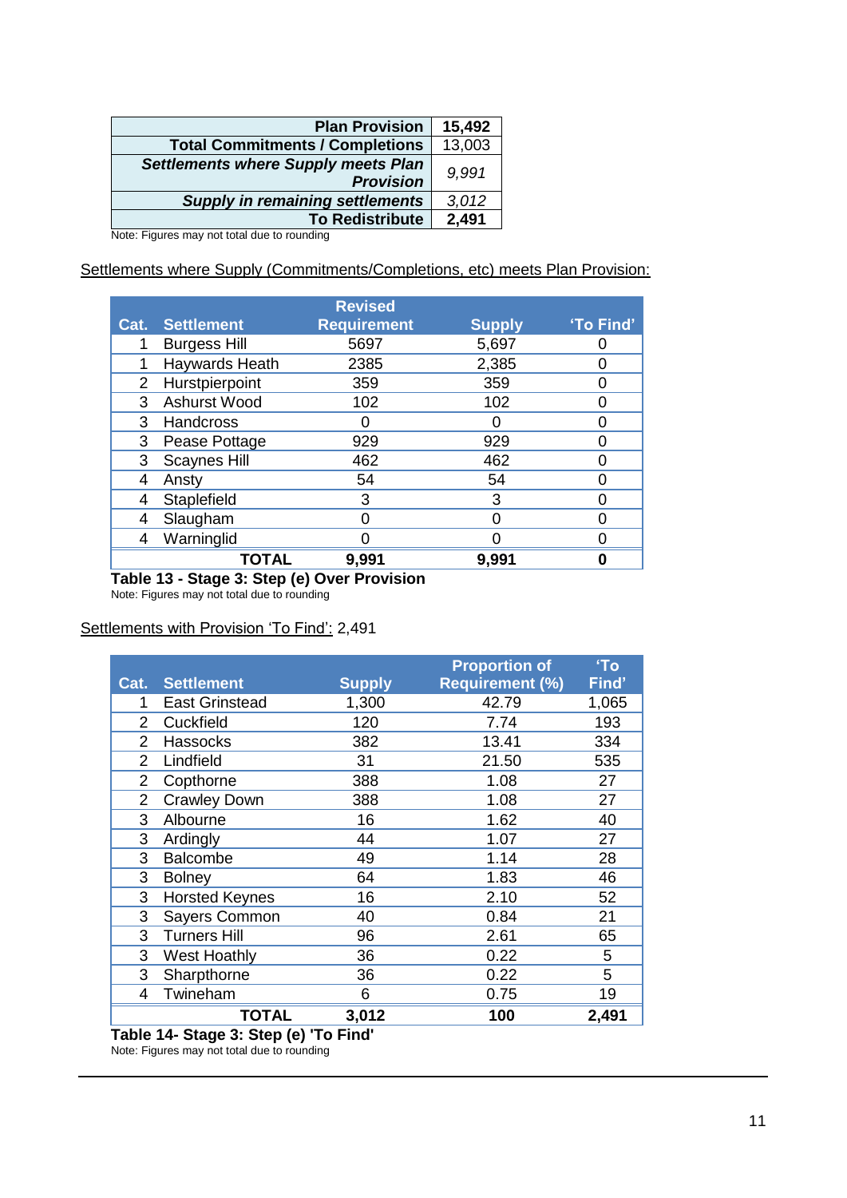| | |
|---:|---|
| **Plan Provision** | **15,492** |
| **Total Commitments / Completions** | 13,003 |
| ***Settlements where Supply meets Plan Provision*** | *9,991* |
| ***Supply in remaining settlements*** | *3,012* |
| **To Redistribute** | **2,491** |

Note: Figures may not total due to rounding

Settlements where Supply (Commitments/Completions, etc) meets Plan Provision:

| Cat. | Settlement | Revised Requirement | Supply | 'To Find' |
|---|---|---|---|---|
| 1 | Burgess Hill | 5697 | 5,697 | 0 |
| 1 | Haywards Heath | 2385 | 2,385 | 0 |
| 2 | Hurstpierpoint | 359 | 359 | 0 |
| 3 | Ashurst Wood | 102 | 102 | 0 |
| 3 | Handcross | 0 | 0 | 0 |
| 3 | Pease Pottage | 929 | 929 | 0 |
| 3 | Scaynes Hill | 462 | 462 | 0 |
| 4 | Ansty | 54 | 54 | 0 |
| 4 | Staplefield | 3 | 3 | 0 |
| 4 | Slaugham | 0 | 0 | 0 |
| 4 | Warninglid | 0 | 0 | 0 |
| | **TOTAL** | **9,991** | **9,991** | **0** |

**Table 13 - Stage 3: Step (e) Over Provision**

Note: Figures may not total due to rounding

Settlements with Provision 'To Find': 2,491

| Cat. | Settlement | Supply | Proportion of Requirement (%) | 'To Find' |
|---|---|---|---|---|
| 1 | East Grinstead | 1,300 | 42.79 | 1,065 |
| 2 | Cuckfield | 120 | 7.74 | 193 |
| 2 | Hassocks | 382 | 13.41 | 334 |
| 2 | Lindfield | 31 | 21.50 | 535 |
| 2 | Copthorne | 388 | 1.08 | 27 |
| 2 | Crawley Down | 388 | 1.08 | 27 |
| 3 | Albourne | 16 | 1.62 | 40 |
| 3 | Ardingly | 44 | 1.07 | 27 |
| 3 | Balcombe | 49 | 1.14 | 28 |
| 3 | Bolney | 64 | 1.83 | 46 |
| 3 | Horsted Keynes | 16 | 2.10 | 52 |
| 3 | Sayers Common | 40 | 0.84 | 21 |
| 3 | Turners Hill | 96 | 2.61 | 65 |
| 3 | West Hoathly | 36 | 0.22 | 5 |
| 3 | Sharpthorne | 36 | 0.22 | 5 |
| 4 | Twineham | 6 | 0.75 | 19 |
| | **TOTAL** | **3,012** | **100** | **2,491** |

**Table 14- Stage 3: Step (e) 'To Find'**

Note: Figures may not total due to rounding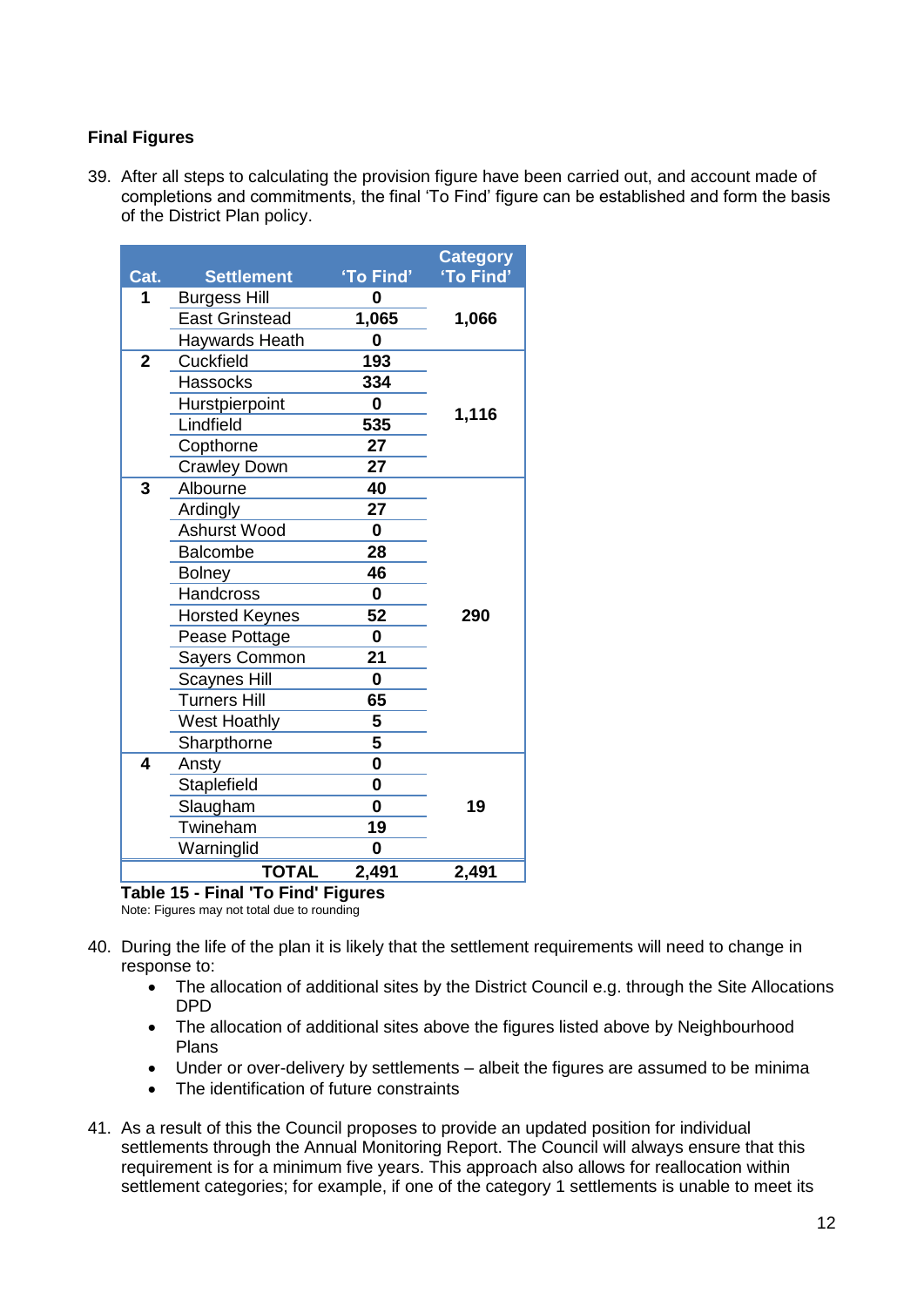### Final Figures

39. After all steps to calculating the provision figure have been carried out, and account made of completions and commitments, the final 'To Find' figure can be established and form the basis of the District Plan policy.

| Cat. | Settlement | 'To Find' | Category 'To Find' |
|---|---|---|---|
| 1 | Burgess Hill | 0 | 1,066 |
| | East Grinstead | 1,065 | |
| | Haywards Heath | 0 | |
| 2 | Cuckfield | 193 | 1,116 |
| | Hassocks | 334 | |
| | Hurstpierpoint | 0 | |
| | Lindfield | 535 | |
| | Copthorne | 27 | |
| | Crawley Down | 27 | |
| 3 | Albourne | 40 | 290 |
| | Ardingly | 27 | |
| | Ashurst Wood | 0 | |
| | Balcombe | 28 | |
| | Bolney | 46 | |
| | Handcross | 0 | |
| | Horsted Keynes | 52 | |
| | Pease Pottage | 0 | |
| | Sayers Common | 21 | |
| | Scaynes Hill | 0 | |
| | Turners Hill | 65 | |
| | West Hoathly | 5 | |
| | Sharpthorne | 5 | |
| 4 | Ansty | 0 | 19 |
| | Staplefield | 0 | |
| | Slaugham | 0 | |
| | Twineham | 19 | |
| | Warninglid | 0 | |
| | **TOTAL** | **2,491** | **2,491** |

**Table 15 - Final 'To Find' Figures**
Note: Figures may not total due to rounding

40. During the life of the plan it is likely that the settlement requirements will need to change in response to:
    - The allocation of additional sites by the District Council e.g. through the Site Allocations DPD
    - The allocation of additional sites above the figures listed above by Neighbourhood Plans
    - Under or over-delivery by settlements – albeit the figures are assumed to be minima
    - The identification of future constraints

41. As a result of this the Council proposes to provide an updated position for individual settlements through the Annual Monitoring Report. The Council will always ensure that this requirement is for a minimum five years. This approach also allows for reallocation within settlement categories; for example, if one of the category 1 settlements is unable to meet its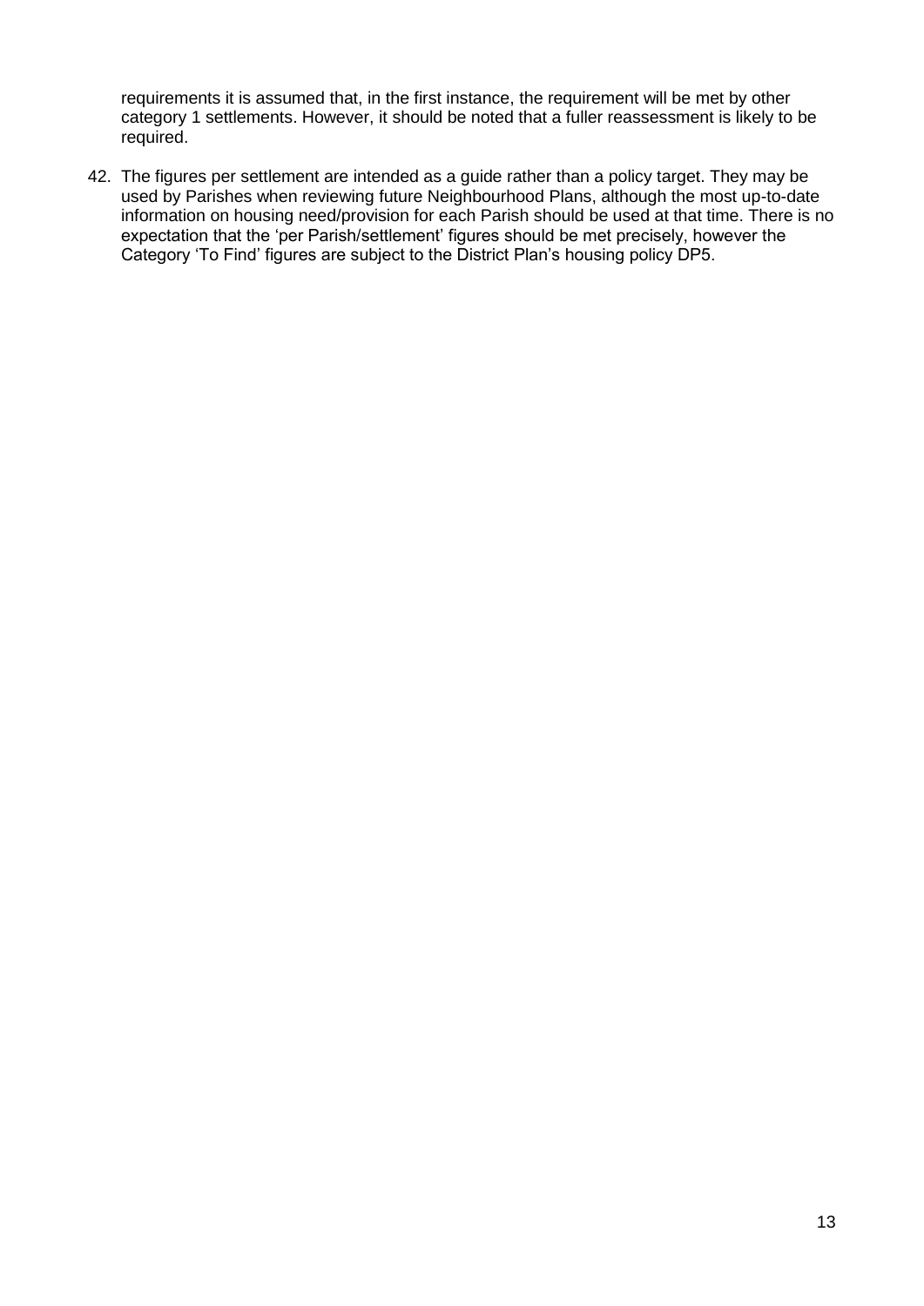requirements it is assumed that, in the first instance, the requirement will be met by other category 1 settlements. However, it should be noted that a fuller reassessment is likely to be required.

42. The figures per settlement are intended as a guide rather than a policy target. They may be used by Parishes when reviewing future Neighbourhood Plans, although the most up-to-date information on housing need/provision for each Parish should be used at that time. There is no expectation that the 'per Parish/settlement' figures should be met precisely, however the Category 'To Find' figures are subject to the District Plan's housing policy DP5.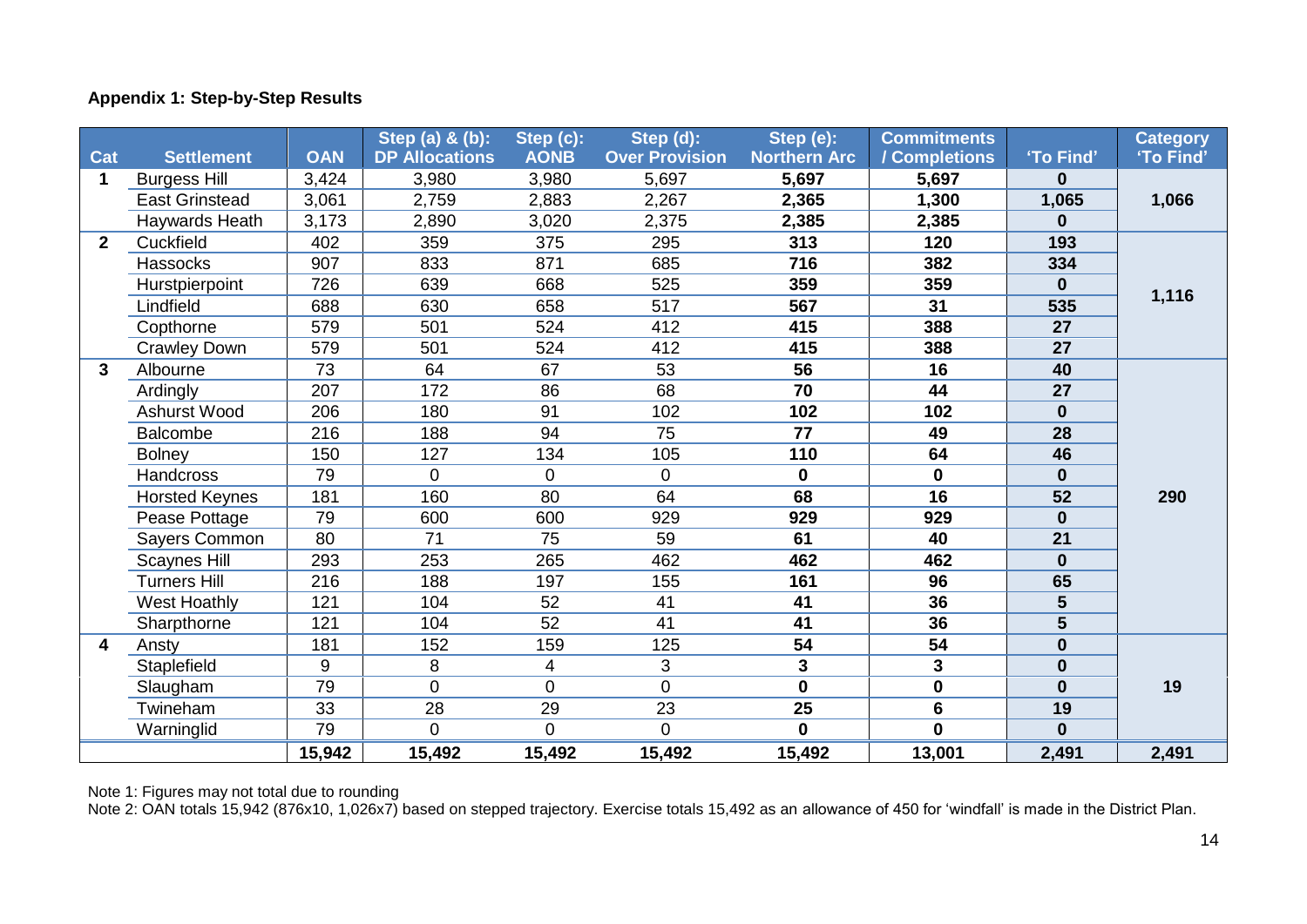**Appendix 1: Step-by-Step Results**

| Cat | Settlement | OAN | Step (a) & (b): DP Allocations | Step (c): AONB | Step (d): Over Provision | Step (e): Northern Arc | Commitments / Completions | 'To Find' | Category 'To Find' |
|---|---|---|---|---|---|---|---|---|---|
| **1** | Burgess Hill | 3,424 | 3,980 | 3,980 | 5,697 | **5,697** | **5,697** | **0** | **1,066** |
| | East Grinstead | 3,061 | 2,759 | 2,883 | 2,267 | **2,365** | **1,300** | **1,065** | |
| | Haywards Heath | 3,173 | 2,890 | 3,020 | 2,375 | **2,385** | **2,385** | **0** | |
| **2** | Cuckfield | 402 | 359 | 375 | 295 | **313** | **120** | **193** | **1,116** |
| | Hassocks | 907 | 833 | 871 | 685 | **716** | **382** | **334** | |
| | Hurstpierpoint | 726 | 639 | 668 | 525 | **359** | **359** | **0** | |
| | Lindfield | 688 | 630 | 658 | 517 | **567** | **31** | **535** | |
| | Copthorne | 579 | 501 | 524 | 412 | **415** | **388** | **27** | |
| | Crawley Down | 579 | 501 | 524 | 412 | **415** | **388** | **27** | |
| **3** | Albourne | 73 | 64 | 67 | 53 | **56** | **16** | **40** | **290** |
| | Ardingly | 207 | 172 | 86 | 68 | **70** | **44** | **27** | |
| | Ashurst Wood | 206 | 180 | 91 | 102 | **102** | **102** | **0** | |
| | Balcombe | 216 | 188 | 94 | 75 | **77** | **49** | **28** | |
| | Bolney | 150 | 127 | 134 | 105 | **110** | **64** | **46** | |
| | Handcross | 79 | 0 | 0 | 0 | **0** | **0** | **0** | |
| | Horsted Keynes | 181 | 160 | 80 | 64 | **68** | **16** | **52** | |
| | Pease Pottage | 79 | 600 | 600 | 929 | **929** | **929** | **0** | |
| | Sayers Common | 80 | 71 | 75 | 59 | **61** | **40** | **21** | |
| | Scaynes Hill | 293 | 253 | 265 | 462 | **462** | **462** | **0** | |
| | Turners Hill | 216 | 188 | 197 | 155 | **161** | **96** | **65** | |
| | West Hoathly | 121 | 104 | 52 | 41 | **41** | **36** | **5** | |
| | Sharpthorne | 121 | 104 | 52 | 41 | **41** | **36** | **5** | |
| **4** | Ansty | 181 | 152 | 159 | 125 | **54** | **54** | **0** | **19** |
| | Staplefield | 9 | 8 | 4 | 3 | **3** | **3** | **0** | |
| | Slaugham | 79 | 0 | 0 | 0 | **0** | **0** | **0** | |
| | Twineham | 33 | 28 | 29 | 23 | **25** | **6** | **19** | |
| | Warninglid | 79 | 0 | 0 | 0 | **0** | **0** | **0** | |
| | | **15,942** | **15,492** | **15,492** | **15,492** | **15,492** | **13,001** | **2,491** | **2,491** |

Note 1: Figures may not total due to rounding

Note 2: OAN totals 15,942 (876x10, 1,026x7) based on stepped trajectory. Exercise totals 15,492 as an allowance of 450 for 'windfall' is made in the District Plan.